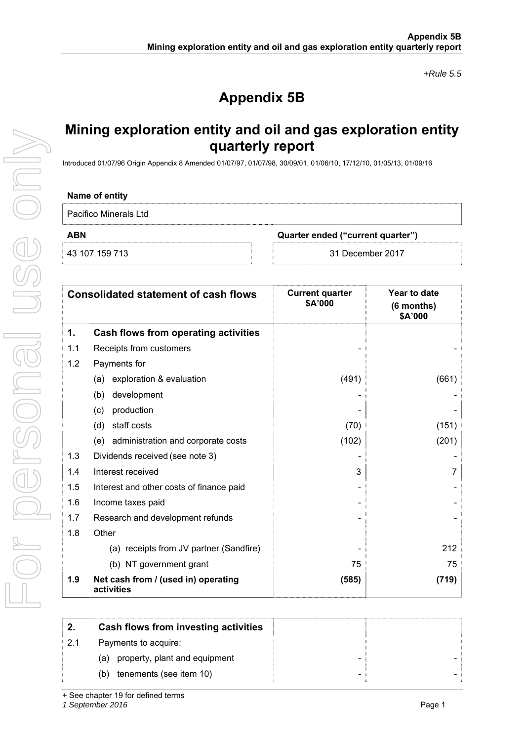*+Rule 5.5*

# Appendix 5B

## Mining exploration entity and oil and gas exploration entity quarterly report

Introduced 01/07/96 Origin Appendix 8 Amended 01/07/97, 01/07/98, 30/09/01, 01/06/10, 17/12/10, 01/05/13, 01/09/16

| Name of entity | |
|---|---|
| Pacifico Minerals Ltd | |

| ABN | Quarter ended ("current quarter") |
|---|---|
| 43 107 159 713 | 31 December 2017 |

| | Consolidated statement of cash flows | Current quarter $A'000 | Year to date (6 months) $A'000 |
|---|---|---|---|
| **1.** | **Cash flows from operating activities** | | |
| 1.1 | Receipts from customers | - | - |
| 1.2 | Payments for | | |
| | (a) exploration & evaluation | (491) | (661) |
| | (b) development | - | - |
| | (c) production | - | - |
| | (d) staff costs | (70) | (151) |
| | (e) administration and corporate costs | (102) | (201) |
| 1.3 | Dividends received (see note 3) | - | - |
| 1.4 | Interest received | 3 | 7 |
| 1.5 | Interest and other costs of finance paid | - | - |
| 1.6 | Income taxes paid | - | - |
| 1.7 | Research and development refunds | - | - |
| 1.8 | Other | | |
| | (a) receipts from JV partner (Sandfire) | - | 212 |
| | (b) NT government grant | 75 | 75 |
| **1.9** | **Net cash from / (used in) operating activities** | **(585)** | **(719)** |

| | | | |
|---|---|---|---|
| **2.** | **Cash flows from investing activities** | | |
| 2.1 | Payments to acquire: | | |
| | (a) property, plant and equipment | - | - |
| | (b) tenements (see item 10) | - | - |

+ See chapter 19 for defined terms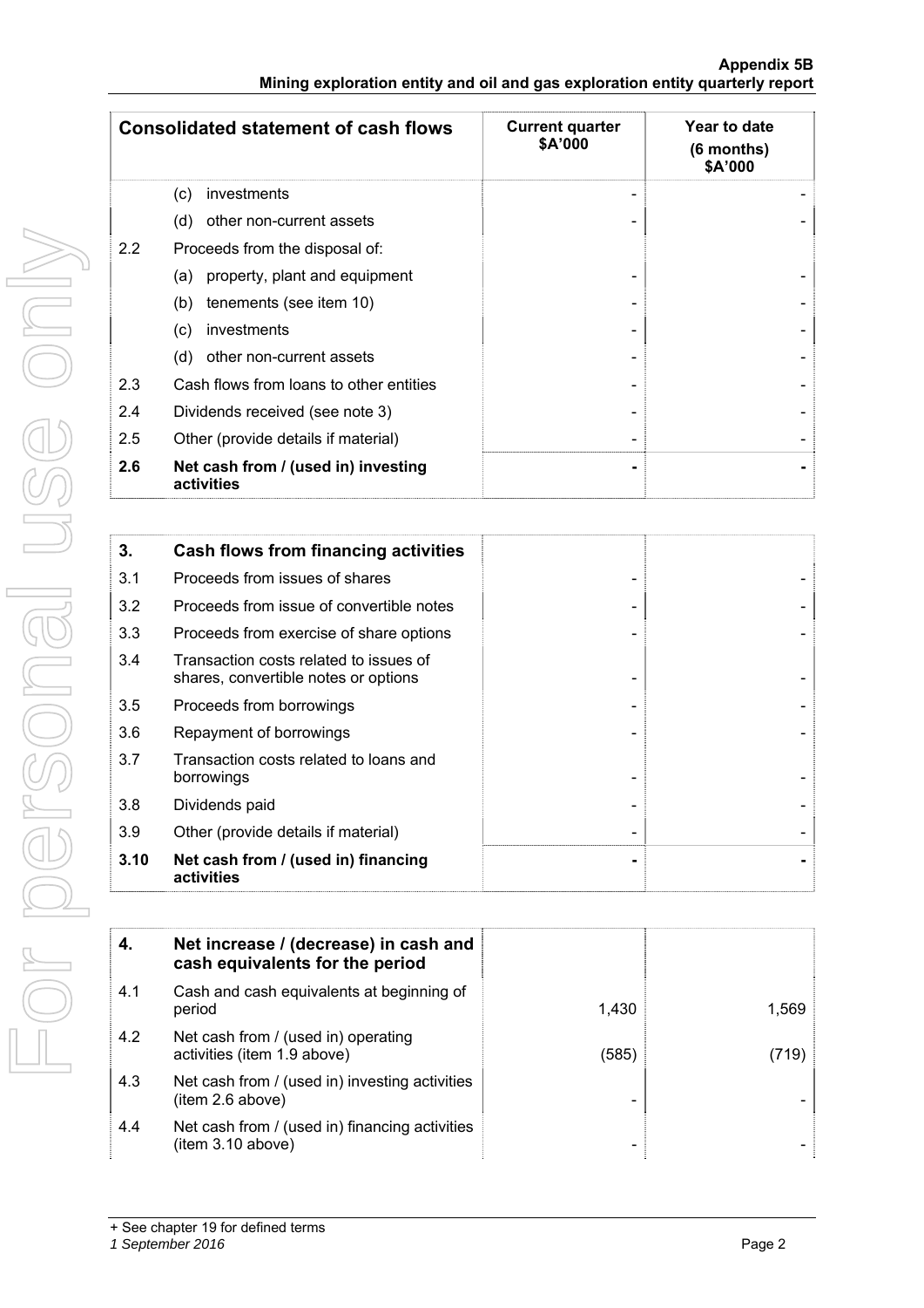| Consolidated statement of cash flows | | Current quarter $A'000 | Year to date (6 months) $A'000 |
|---|---|---|---|
| | (c) investments | - | - |
| | (d) other non-current assets | - | - |
| 2.2 | Proceeds from the disposal of: | | |
| | (a) property, plant and equipment | - | - |
| | (b) tenements (see item 10) | - | - |
| | (c) investments | - | - |
| | (d) other non-current assets | - | - |
| 2.3 | Cash flows from loans to other entities | - | - |
| 2.4 | Dividends received (see note 3) | - | - |
| 2.5 | Other (provide details if material) | - | - |
| **2.6** | **Net cash from / (used in) investing activities** | **-** | **-** |

| | | | |
|---|---|---|---|
| **3.** | **Cash flows from financing activities** | | |
| 3.1 | Proceeds from issues of shares | - | - |
| 3.2 | Proceeds from issue of convertible notes | - | - |
| 3.3 | Proceeds from exercise of share options | - | - |
| 3.4 | Transaction costs related to issues of shares, convertible notes or options | - | - |
| 3.5 | Proceeds from borrowings | - | - |
| 3.6 | Repayment of borrowings | - | - |
| 3.7 | Transaction costs related to loans and borrowings | - | - |
| 3.8 | Dividends paid | - | - |
| 3.9 | Other (provide details if material) | - | - |
| **3.10** | **Net cash from / (used in) financing activities** | **-** | **-** |

| | | | |
|---|---|---|---|
| **4.** | **Net increase / (decrease) in cash and cash equivalents for the period** | | |
| 4.1 | Cash and cash equivalents at beginning of period | 1,430 | 1,569 |
| 4.2 | Net cash from / (used in) operating activities (item 1.9 above) | (585) | (719) |
| 4.3 | Net cash from / (used in) investing activities (item 2.6 above) | - | - |
| 4.4 | Net cash from / (used in) financing activities (item 3.10 above) | - | - |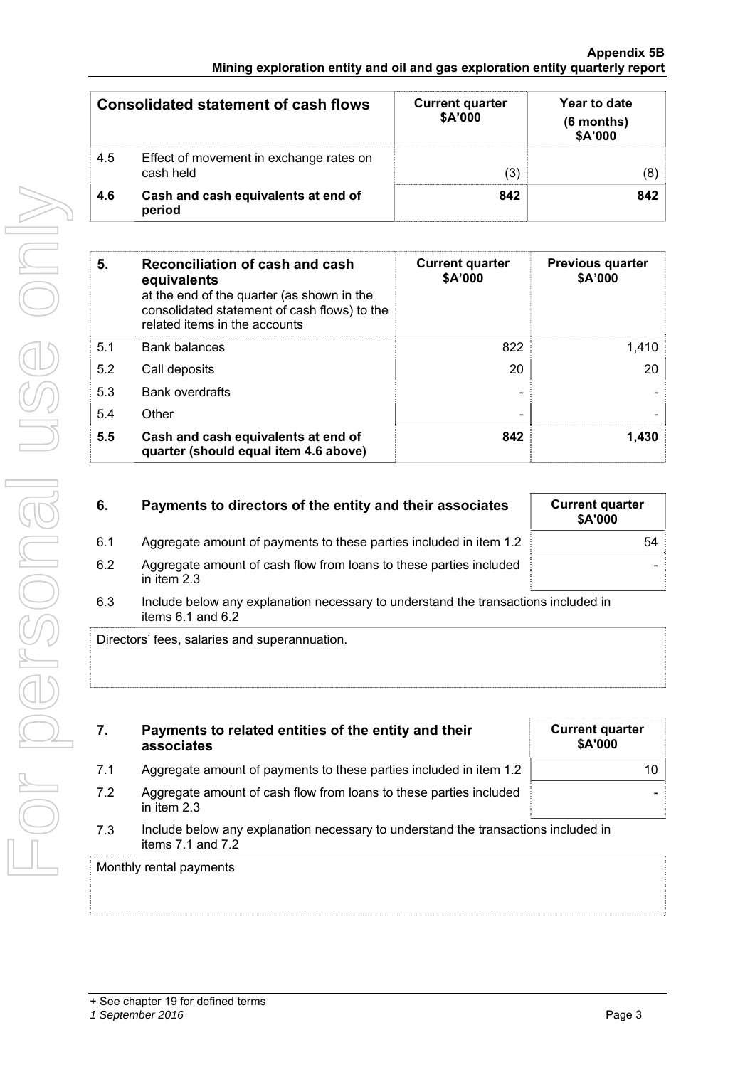| Consolidated statement of cash flows | | Current quarter $A'000 | Year to date (6 months) $A'000 |
|---|---|---|---|
| 4.5 | Effect of movement in exchange rates on cash held | (3) | (8) |
| **4.6** | **Cash and cash equivalents at end of period** | **842** | **842** |

| 5. | **Reconciliation of cash and cash equivalents** at the end of the quarter (as shown in the consolidated statement of cash flows) to the related items in the accounts | Current quarter $A'000 | Previous quarter $A'000 |
|---|---|---|---|
| 5.1 | Bank balances | 822 | 1,410 |
| 5.2 | Call deposits | 20 | 20 |
| 5.3 | Bank overdrafts | - | - |
| 5.4 | Other | - | - |
| **5.5** | **Cash and cash equivalents at end of quarter (should equal item 4.6 above)** | **842** | **1,430** |

| 6. | **Payments to directors of the entity and their associates** | Current quarter $A'000 |
|---|---|---|
| 6.1 | Aggregate amount of payments to these parties included in item 1.2 | 54 |
| 6.2 | Aggregate amount of cash flow from loans to these parties included in item 2.3 | - |

6.3 Include below any explanation necessary to understand the transactions included in items 6.1 and 6.2

Directors' fees, salaries and superannuation.

| 7. | **Payments to related entities of the entity and their associates** | Current quarter $A'000 |
|---|---|---|
| 7.1 | Aggregate amount of payments to these parties included in item 1.2 | 10 |
| 7.2 | Aggregate amount of cash flow from loans to these parties included in item 2.3 | - |

7.3 Include below any explanation necessary to understand the transactions included in items 7.1 and 7.2

Monthly rental payments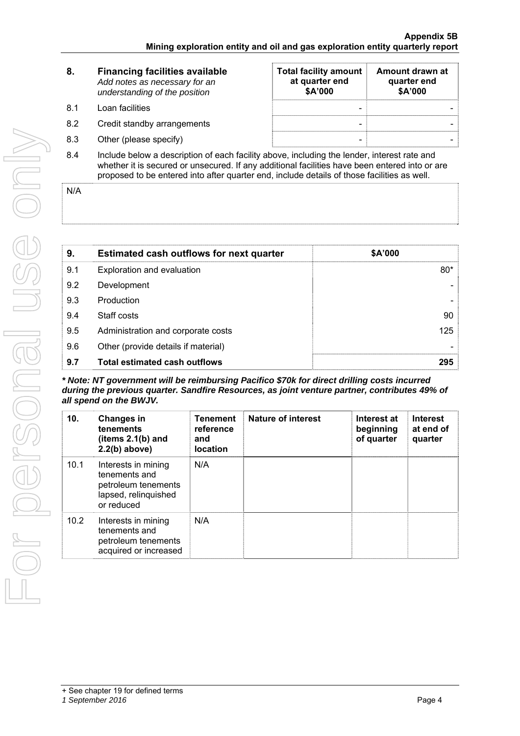| 8. | Financing facilities available *Add notes as necessary for an understanding of the position* | Total facility amount at quarter end \$A'000 | Amount drawn at quarter end \$A'000 |
|---|---|---|---|
| 8.1 | Loan facilities | - | - |
| 8.2 | Credit standby arrangements | - | - |
| 8.3 | Other (please specify) | - | - |

8.4 Include below a description of each facility above, including the lender, interest rate and whether it is secured or unsecured. If any additional facilities have been entered into or are proposed to be entered into after quarter end, include details of those facilities as well.

N/A

| 9. | Estimated cash outflows for next quarter | \$A'000 |
|---|---|---|
| 9.1 | Exploration and evaluation | 80* |
| 9.2 | Development | - |
| 9.3 | Production | - |
| 9.4 | Staff costs | 90 |
| 9.5 | Administration and corporate costs | 125 |
| 9.6 | Other (provide details if material) | - |
| **9.7** | **Total estimated cash outflows** | **295** |

***Note: NT government will be reimbursing Pacifico $70k for direct drilling costs incurred during the previous quarter. Sandfire Resources, as joint venture partner, contributes 49% of all spend on the BWJV.***

| 10. | Changes in tenements (items 2.1(b) and 2.2(b) above) | Tenement reference and location | Nature of interest | Interest at beginning of quarter | Interest at end of quarter |
|---|---|---|---|---|---|
| 10.1 | Interests in mining tenements and petroleum tenements lapsed, relinquished or reduced | N/A | | | |
| 10.2 | Interests in mining tenements and petroleum tenements acquired or increased | N/A | | | |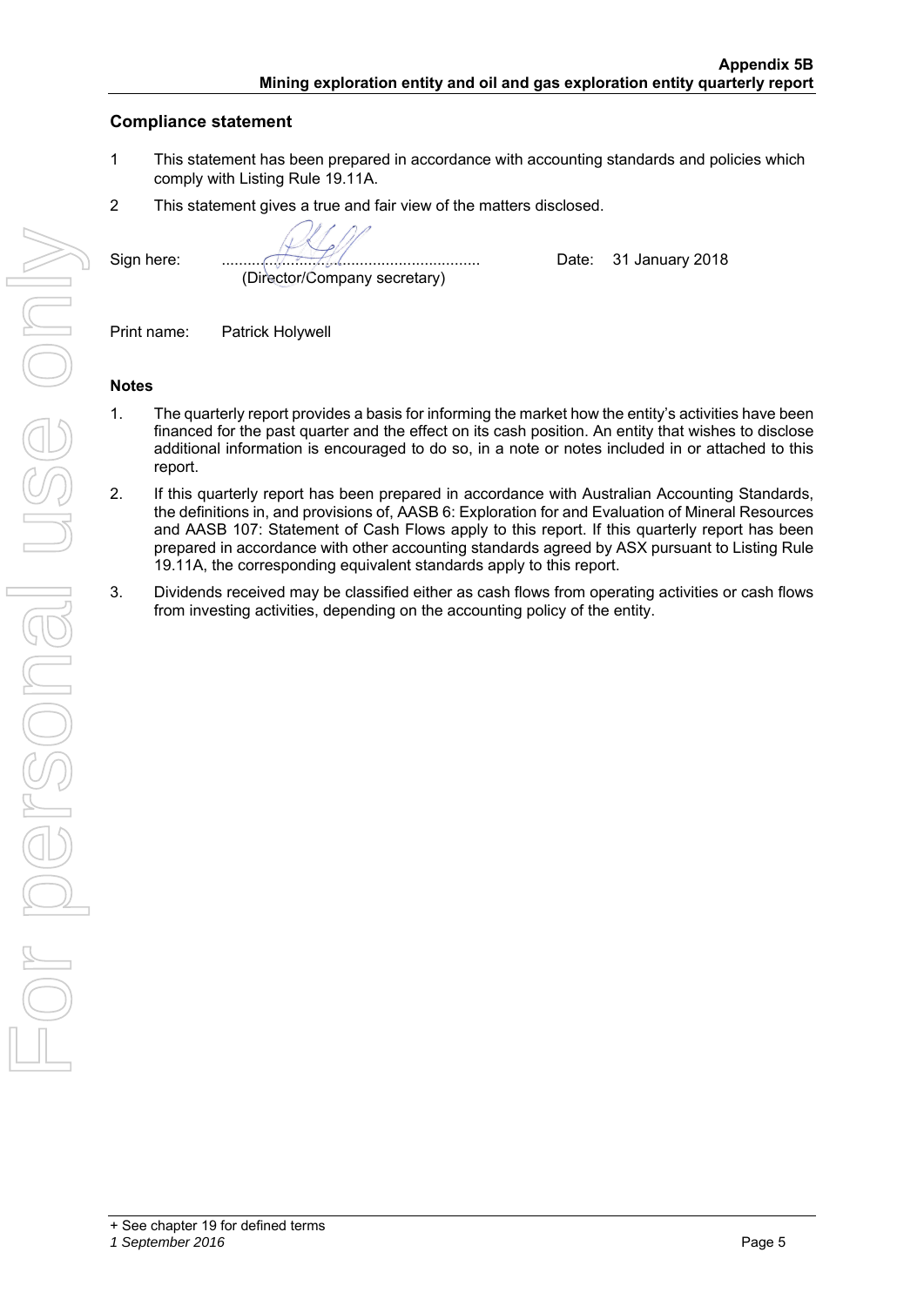## Compliance statement

1 This statement has been prepared in accordance with accounting standards and policies which comply with Listing Rule 19.11A.

2 This statement gives a true and fair view of the matters disclosed.

Sign here: ............................................................ Date: 31 January 2018
(Director/Company secretary)

Print name: Patrick Holywell

### Notes

1. The quarterly report provides a basis for informing the market how the entity's activities have been financed for the past quarter and the effect on its cash position. An entity that wishes to disclose additional information is encouraged to do so, in a note or notes included in or attached to this report.

2. If this quarterly report has been prepared in accordance with Australian Accounting Standards, the definitions in, and provisions of, AASB 6: Exploration for and Evaluation of Mineral Resources and AASB 107: Statement of Cash Flows apply to this report. If this quarterly report has been prepared in accordance with other accounting standards agreed by ASX pursuant to Listing Rule 19.11A, the corresponding equivalent standards apply to this report.

3. Dividends received may be classified either as cash flows from operating activities or cash flows from investing activities, depending on the accounting policy of the entity.